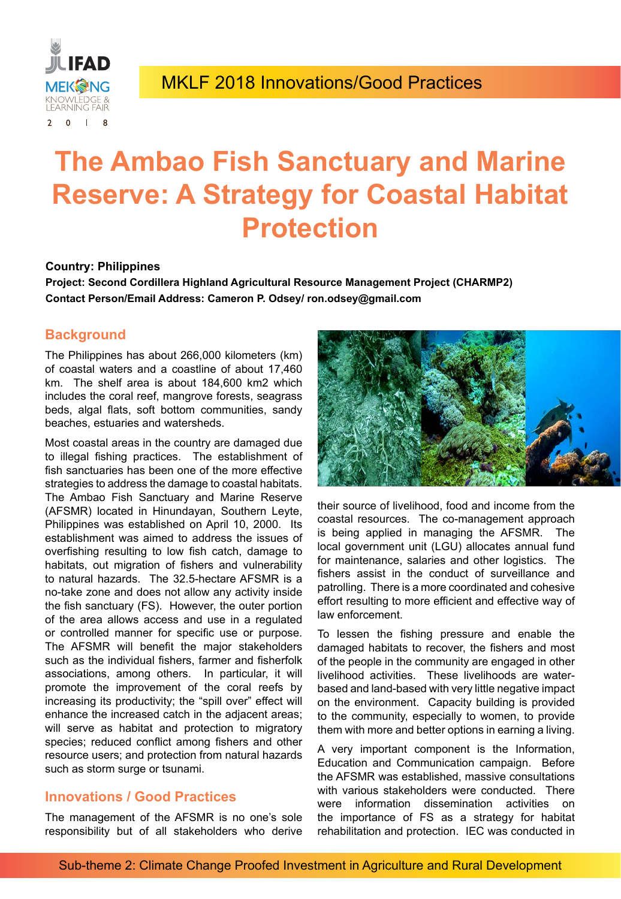MKLF 2018 Innovations/Good Practices

# The Ambao Fish Sanctuary and Marine Reserve: A Strategy for Coastal Habitat Protection

**Country: Philippines**

**Project: Second Cordillera Highland Agricultural Resource Management Project (CHARMP2)**

**Contact Person/Email Address: Cameron P. Odsey/ ron.odsey@gmail.com**

## Background

The Philippines has about 266,000 kilometers (km) of coastal waters and a coastline of about 17,460 km. The shelf area is about 184,600 km2 which includes the coral reef, mangrove forests, seagrass beds, algal flats, soft bottom communities, sandy beaches, estuaries and watersheds.

Most coastal areas in the country are damaged due to illegal fishing practices. The establishment of fish sanctuaries has been one of the more effective strategies to address the damage to coastal habitats. The Ambao Fish Sanctuary and Marine Reserve (AFSMR) located in Hinundayan, Southern Leyte, Philippines was established on April 10, 2000. Its establishment was aimed to address the issues of overfishing resulting to low fish catch, damage to habitats, out migration of fishers and vulnerability to natural hazards. The 32.5-hectare AFSMR is a no-take zone and does not allow any activity inside the fish sanctuary (FS). However, the outer portion of the area allows access and use in a regulated or controlled manner for specific use or purpose. The AFSMR will benefit the major stakeholders such as the individual fishers, farmer and fisherfolk associations, among others. In particular, it will promote the improvement of the coral reefs by increasing its productivity; the "spill over" effect will enhance the increased catch in the adjacent areas; will serve as habitat and protection to migratory species; reduced conflict among fishers and other resource users; and protection from natural hazards such as storm surge or tsunami.

## Innovations / Good Practices

The management of the AFSMR is no one's sole responsibility but of all stakeholders who derive their source of livelihood, food and income from the coastal resources. The co-management approach is being applied in managing the AFSMR. The local government unit (LGU) allocates annual fund for maintenance, salaries and other logistics. The fishers assist in the conduct of surveillance and patrolling. There is a more coordinated and cohesive effort resulting to more efficient and effective way of law enforcement.

To lessen the fishing pressure and enable the damaged habitats to recover, the fishers and most of the people in the community are engaged in other livelihood activities. These livelihoods are water-based and land-based with very little negative impact on the environment. Capacity building is provided to the community, especially to women, to provide them with more and better options in earning a living.

A very important component is the Information, Education and Communication campaign. Before the AFSMR was established, massive consultations with various stakeholders were conducted. There were information dissemination activities on the importance of FS as a strategy for habitat rehabilitation and protection. IEC was conducted in

Sub-theme 2: Climate Change Proofed Investment in Agriculture and Rural Development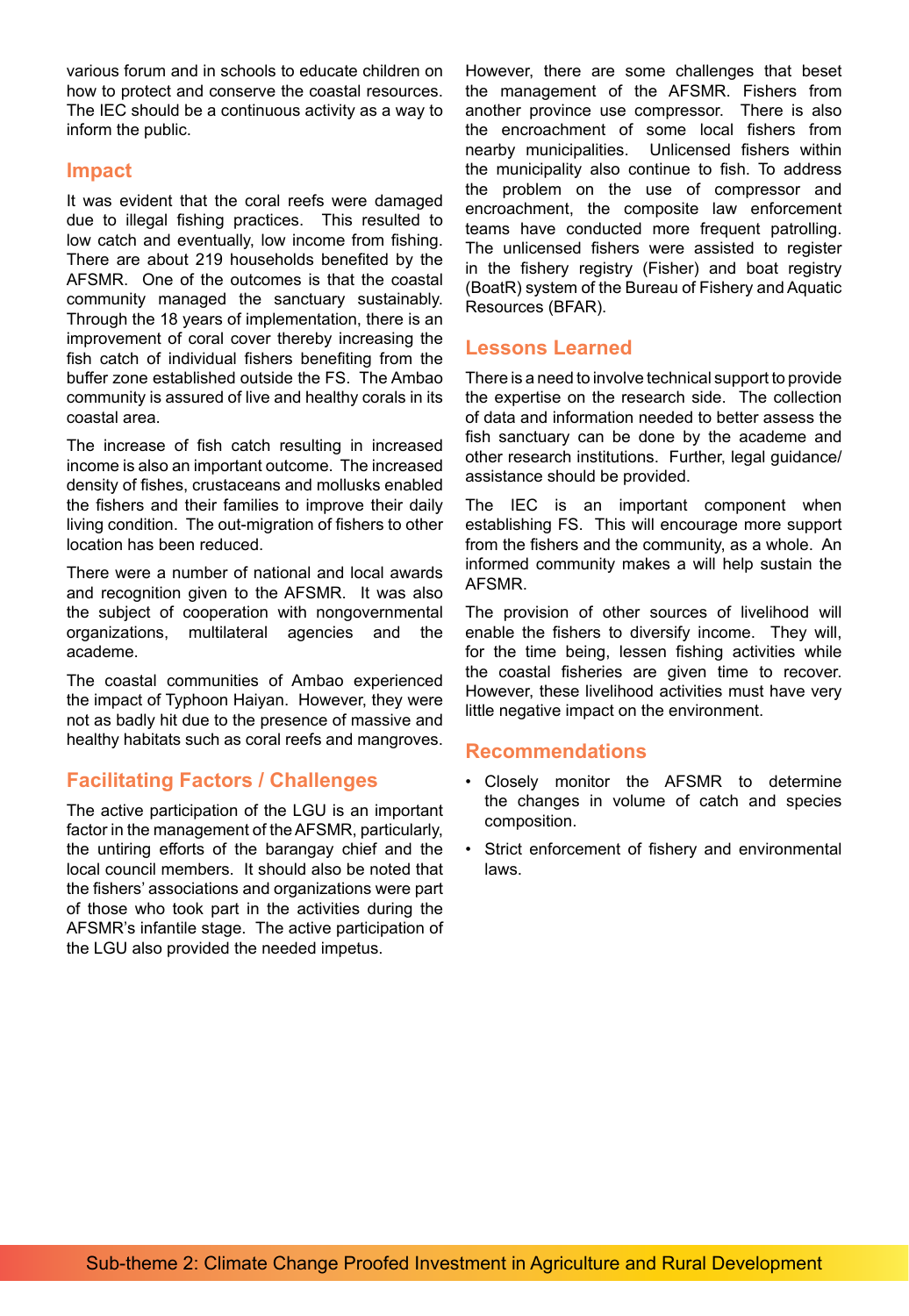various forum and in schools to educate children on how to protect and conserve the coastal resources. The IEC should be a continuous activity as a way to inform the public.

## Impact

It was evident that the coral reefs were damaged due to illegal fishing practices. This resulted to low catch and eventually, low income from fishing. There are about 219 households benefited by the AFSMR. One of the outcomes is that the coastal community managed the sanctuary sustainably. Through the 18 years of implementation, there is an improvement of coral cover thereby increasing the fish catch of individual fishers benefiting from the buffer zone established outside the FS. The Ambao community is assured of live and healthy corals in its coastal area.

The increase of fish catch resulting in increased income is also an important outcome. The increased density of fishes, crustaceans and mollusks enabled the fishers and their families to improve their daily living condition. The out-migration of fishers to other location has been reduced.

There were a number of national and local awards and recognition given to the AFSMR. It was also the subject of cooperation with nongovernmental organizations, multilateral agencies and the academe.

The coastal communities of Ambao experienced the impact of Typhoon Haiyan. However, they were not as badly hit due to the presence of massive and healthy habitats such as coral reefs and mangroves.

## Facilitating Factors / Challenges

The active participation of the LGU is an important factor in the management of the AFSMR, particularly, the untiring efforts of the barangay chief and the local council members. It should also be noted that the fishers' associations and organizations were part of those who took part in the activities during the AFSMR's infantile stage. The active participation of the LGU also provided the needed impetus.

However, there are some challenges that beset the management of the AFSMR. Fishers from another province use compressor. There is also the encroachment of some local fishers from nearby municipalities. Unlicensed fishers within the municipality also continue to fish. To address the problem on the use of compressor and encroachment, the composite law enforcement teams have conducted more frequent patrolling. The unlicensed fishers were assisted to register in the fishery registry (Fisher) and boat registry (BoatR) system of the Bureau of Fishery and Aquatic Resources (BFAR).

## Lessons Learned

There is a need to involve technical support to provide the expertise on the research side. The collection of data and information needed to better assess the fish sanctuary can be done by the academe and other research institutions. Further, legal guidance/ assistance should be provided.

The IEC is an important component when establishing FS. This will encourage more support from the fishers and the community, as a whole. An informed community makes a will help sustain the AFSMR.

The provision of other sources of livelihood will enable the fishers to diversify income. They will, for the time being, lessen fishing activities while the coastal fisheries are given time to recover. However, these livelihood activities must have very little negative impact on the environment.

## Recommendations

- Closely monitor the AFSMR to determine the changes in volume of catch and species composition.
- Strict enforcement of fishery and environmental laws.